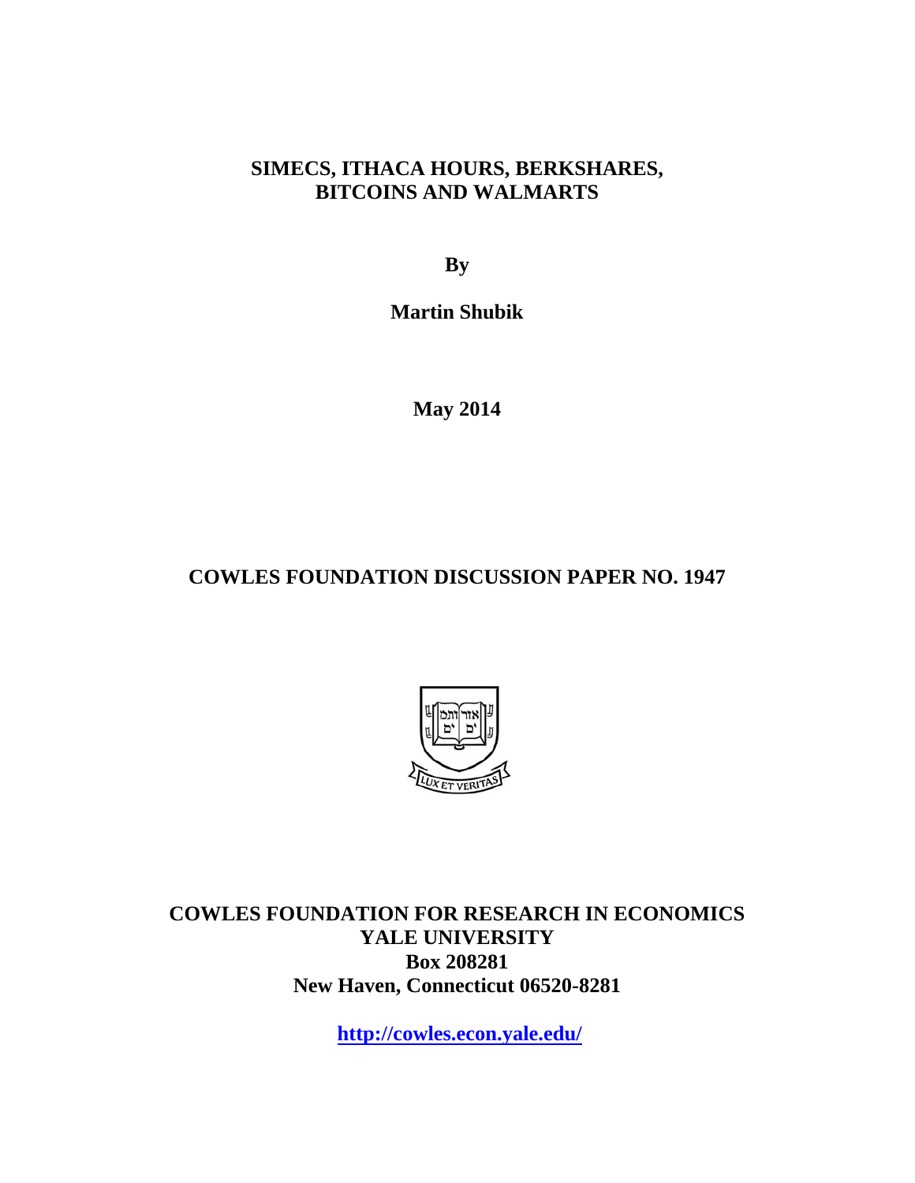# SIMECS, ITHACA HOURS, BERKSHARES, BITCOINS AND WALMARTS

**By**

**Martin Shubik**

**May 2014**

**COWLES FOUNDATION DISCUSSION PAPER NO. 1947**

**COWLES FOUNDATION FOR RESEARCH IN ECONOMICS**
**YALE UNIVERSITY**
**Box 208281**
**New Haven, Connecticut 06520-8281**

**http://cowles.econ.yale.edu/**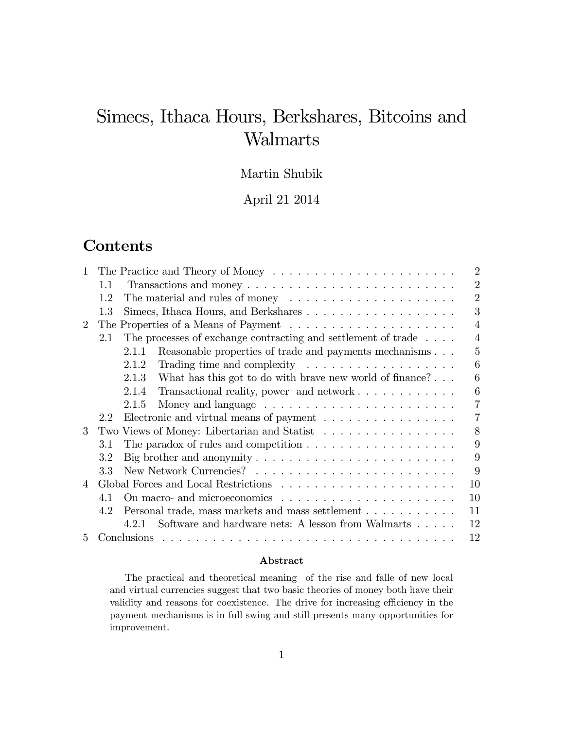# Simecs, Ithaca Hours, Berkshares, Bitcoins and Walmarts

Martin Shubik

April 21 2014

## Contents

- 1 The Practice and Theory of Money ... 2
  - 1.1 Transactions and money ... 2
  - 1.2 The material and rules of money ... 2
  - 1.3 Simecs, Ithaca Hours, and Berkshares ... 3
- 2 The Properties of a Means of Payment ... 4
  - 2.1 The processes of exchange contracting and settlement of trade ... 4
    - 2.1.1 Reasonable properties of trade and payments mechanisms ... 5
    - 2.1.2 Trading time and complexity ... 6
    - 2.1.3 What has this got to do with brave new world of finance? ... 6
    - 2.1.4 Transactional reality, power and network ... 6
    - 2.1.5 Money and language ... 7
  - 2.2 Electronic and virtual means of payment ... 7
- 3 Two Views of Money: Libertarian and Statist ... 8
  - 3.1 The paradox of rules and competition ... 9
  - 3.2 Big brother and anonymity ... 9
  - 3.3 New Network Currencies? ... 9
- 4 Global Forces and Local Restrictions ... 10
  - 4.1 On macro- and microeconomics ... 10
  - 4.2 Personal trade, mass markets and mass settlement ... 11
    - 4.2.1 Software and hardware nets: A lesson from Walmarts ... 12
- 5 Conclusions ... 12

**Abstract**

The practical and theoretical meaning of the rise and falle of new local and virtual currencies suggest that two basic theories of money both have their validity and reasons for coexistence. The drive for increasing efficiency in the payment mechanisms is in full swing and still presents many opportunities for improvement.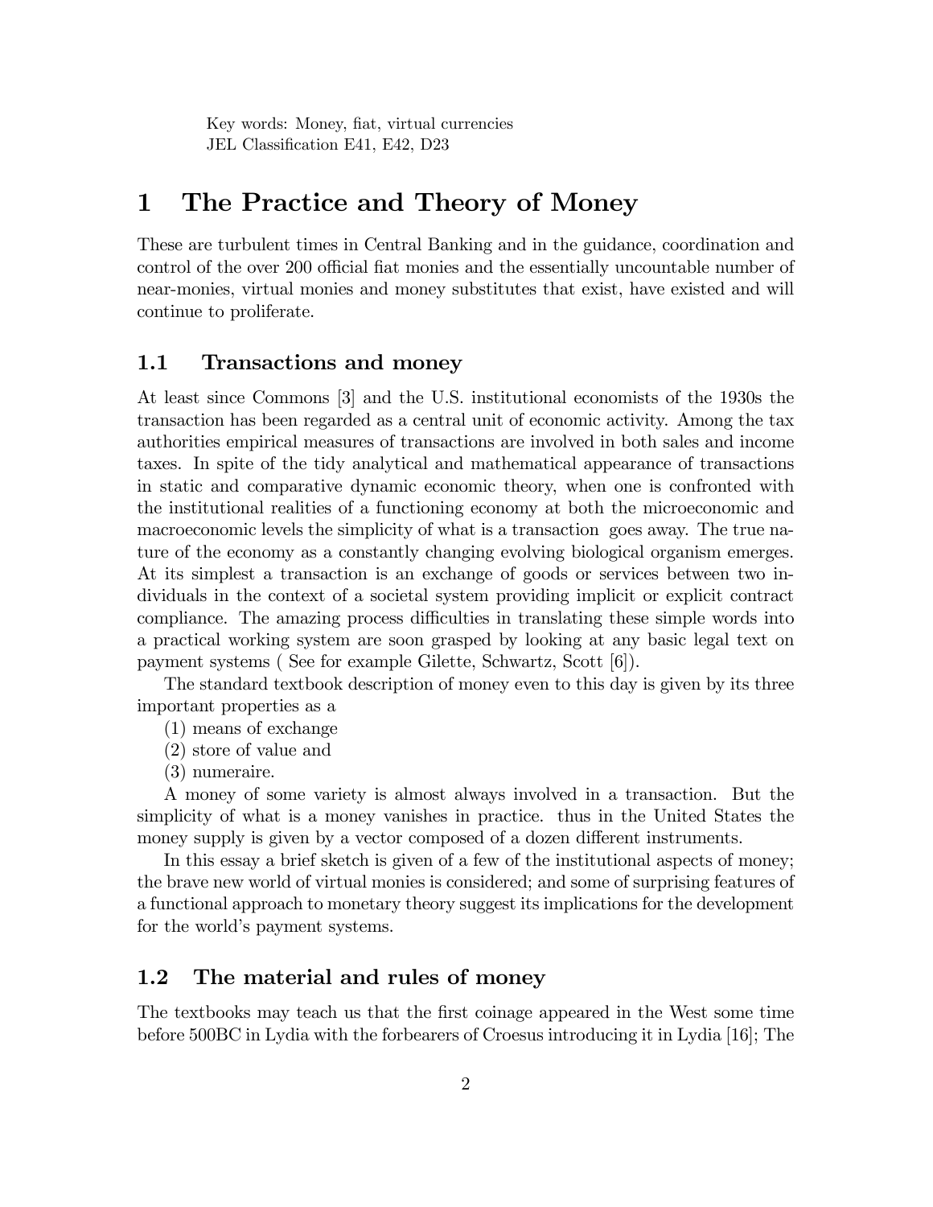Key words: Money, fiat, virtual currencies
JEL Classification E41, E42, D23

# 1 The Practice and Theory of Money

These are turbulent times in Central Banking and in the guidance, coordination and control of the over 200 official fiat monies and the essentially uncountable number of near-monies, virtual monies and money substitutes that exist, have existed and will continue to proliferate.

## 1.1 Transactions and money

At least since Commons [3] and the U.S. institutional economists of the 1930s the transaction has been regarded as a central unit of economic activity. Among the tax authorities empirical measures of transactions are involved in both sales and income taxes. In spite of the tidy analytical and mathematical appearance of transactions in static and comparative dynamic economic theory, when one is confronted with the institutional realities of a functioning economy at both the microeconomic and macroeconomic levels the simplicity of what is a transaction goes away. The true nature of the economy as a constantly changing evolving biological organism emerges. At its simplest a transaction is an exchange of goods or services between two individuals in the context of a societal system providing implicit or explicit contract compliance. The amazing process difficulties in translating these simple words into a practical working system are soon grasped by looking at any basic legal text on payment systems ( See for example Gilette, Schwartz, Scott [6]).

The standard textbook description of money even to this day is given by its three important properties as a

(1) means of exchange
(2) store of value and
(3) numeraire.

A money of some variety is almost always involved in a transaction. But the simplicity of what is a money vanishes in practice. thus in the United States the money supply is given by a vector composed of a dozen different instruments.

In this essay a brief sketch is given of a few of the institutional aspects of money; the brave new world of virtual monies is considered; and some of surprising features of a functional approach to monetary theory suggest its implications for the development for the world's payment systems.

## 1.2 The material and rules of money

The textbooks may teach us that the first coinage appeared in the West some time before 500BC in Lydia with the forbearers of Croesus introducing it in Lydia [16]; The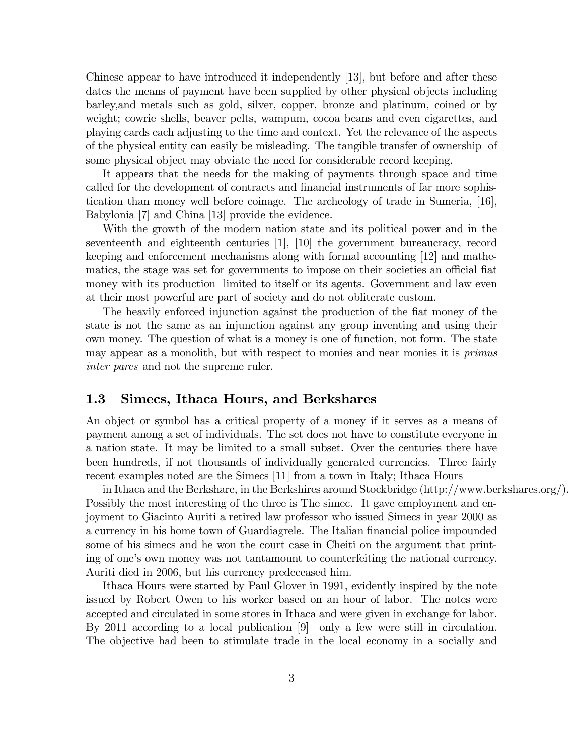Chinese appear to have introduced it independently [13], but before and after these dates the means of payment have been supplied by other physical objects including barley,and metals such as gold, silver, copper, bronze and platinum, coined or by weight; cowrie shells, beaver pelts, wampum, cocoa beans and even cigarettes, and playing cards each adjusting to the time and context. Yet the relevance of the aspects of the physical entity can easily be misleading. The tangible transfer of ownership of some physical object may obviate the need for considerable record keeping.

It appears that the needs for the making of payments through space and time called for the development of contracts and financial instruments of far more sophistication than money well before coinage. The archeology of trade in Sumeria, [16], Babylonia [7] and China [13] provide the evidence.

With the growth of the modern nation state and its political power and in the seventeenth and eighteenth centuries [1], [10] the government bureaucracy, record keeping and enforcement mechanisms along with formal accounting [12] and mathematics, the stage was set for governments to impose on their societies an official fiat money with its production limited to itself or its agents. Government and law even at their most powerful are part of society and do not obliterate custom.

The heavily enforced injunction against the production of the fiat money of the state is not the same as an injunction against any group inventing and using their own money. The question of what is a money is one of function, not form. The state may appear as a monolith, but with respect to monies and near monies it is *primus inter pares* and not the supreme ruler.

### 1.3 Simecs, Ithaca Hours, and Berkshares

An object or symbol has a critical property of a money if it serves as a means of payment among a set of individuals. The set does not have to constitute everyone in a nation state. It may be limited to a small subset. Over the centuries there have been hundreds, if not thousands of individually generated currencies. Three fairly recent examples noted are the Simecs [11] from a town in Italy; Ithaca Hours in Ithaca and the Berkshare, in the Berkshires around Stockbridge (http://www.berkshares.org/). Possibly the most interesting of the three is The simec. It gave employment and enjoyment to Giacinto Auriti a retired law professor who issued Simecs in year 2000 as a currency in his home town of Guardiagrele. The Italian financial police impounded some of his simecs and he won the court case in Cheiti on the argument that printing of one's own money was not tantamount to counterfeiting the national currency. Auriti died in 2006, but his currency predeceased him.

Ithaca Hours were started by Paul Glover in 1991, evidently inspired by the note issued by Robert Owen to his worker based on an hour of labor. The notes were accepted and circulated in some stores in Ithaca and were given in exchange for labor. By 2011 according to a local publication [9] only a few were still in circulation. The objective had been to stimulate trade in the local economy in a socially and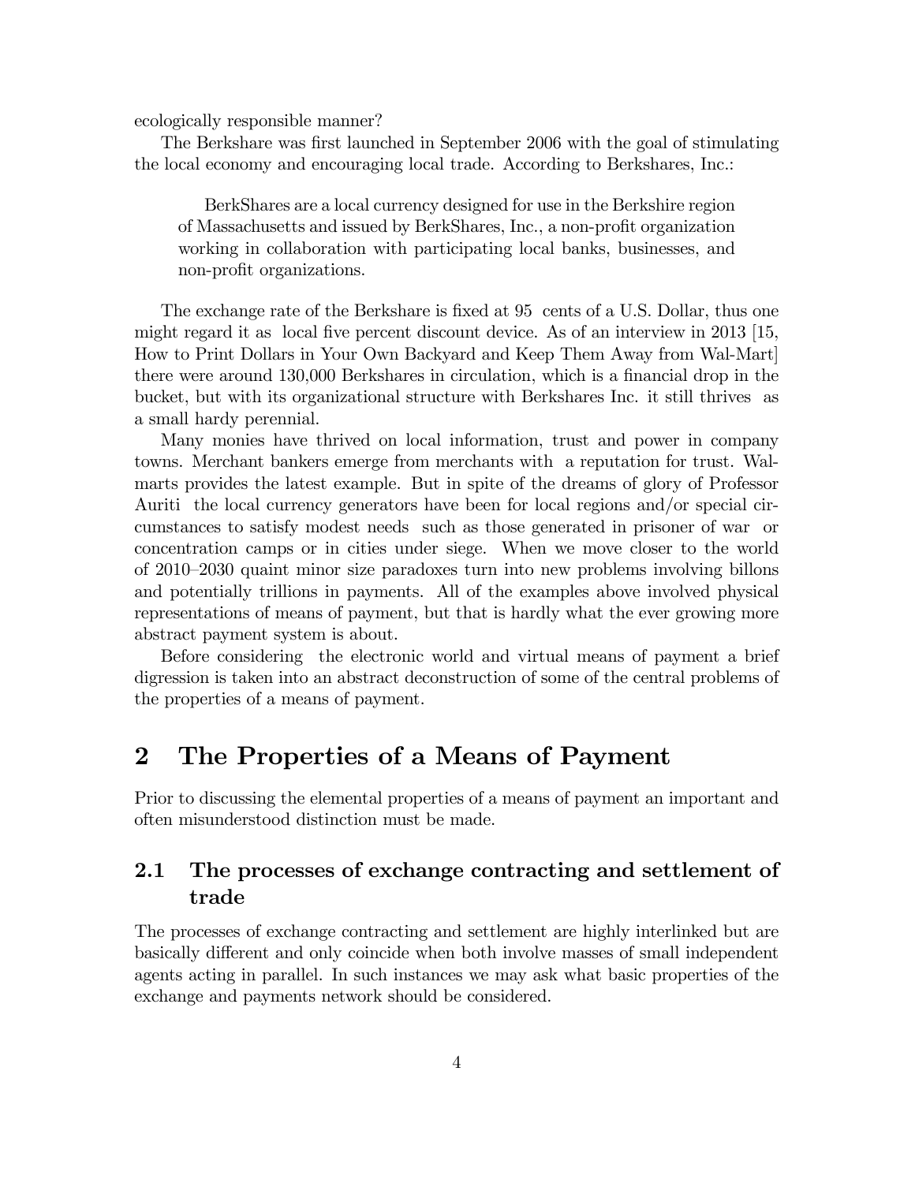ecologically responsible manner?

The Berkshare was first launched in September 2006 with the goal of stimulating the local economy and encouraging local trade. According to Berkshares, Inc.:

> BerkShares are a local currency designed for use in the Berkshire region of Massachusetts and issued by BerkShares, Inc., a non-profit organization working in collaboration with participating local banks, businesses, and non-profit organizations.

The exchange rate of the Berkshare is fixed at 95 cents of a U.S. Dollar, thus one might regard it as local five percent discount device. As of an interview in 2013 [15, How to Print Dollars in Your Own Backyard and Keep Them Away from Wal-Mart] there were around 130,000 Berkshares in circulation, which is a financial drop in the bucket, but with its organizational structure with Berkshares Inc. it still thrives as a small hardy perennial.

Many monies have thrived on local information, trust and power in company towns. Merchant bankers emerge from merchants with a reputation for trust. Walmarts provides the latest example. But in spite of the dreams of glory of Professor Auriti the local currency generators have been for local regions and/or special circumstances to satisfy modest needs such as those generated in prisoner of war or concentration camps or in cities under siege. When we move closer to the world of 2010–2030 quaint minor size paradoxes turn into new problems involving billons and potentially trillions in payments. All of the examples above involved physical representations of means of payment, but that is hardly what the ever growing more abstract payment system is about.

Before considering the electronic world and virtual means of payment a brief digression is taken into an abstract deconstruction of some of the central problems of the properties of a means of payment.

# 2 The Properties of a Means of Payment

Prior to discussing the elemental properties of a means of payment an important and often misunderstood distinction must be made.

## 2.1 The processes of exchange contracting and settlement of trade

The processes of exchange contracting and settlement are highly interlinked but are basically different and only coincide when both involve masses of small independent agents acting in parallel. In such instances we may ask what basic properties of the exchange and payments network should be considered.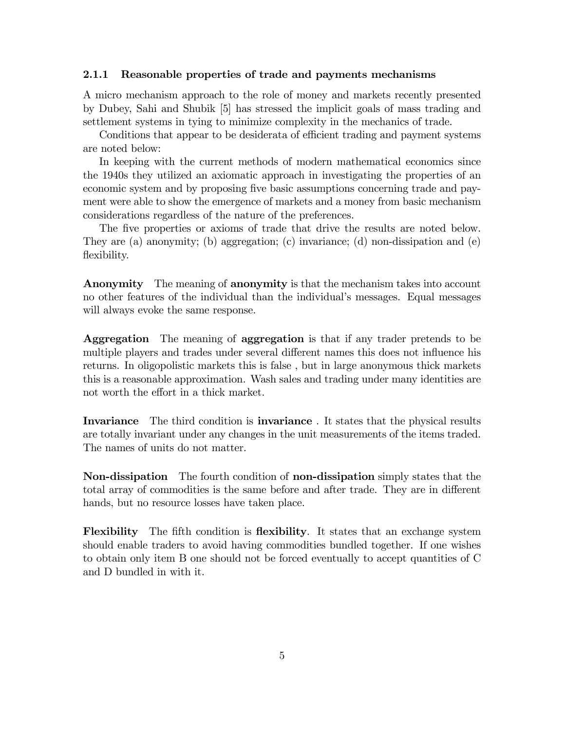### 2.1.1 Reasonable properties of trade and payments mechanisms

A micro mechanism approach to the role of money and markets recently presented by Dubey, Sahi and Shubik [5] has stressed the implicit goals of mass trading and settlement systems in tying to minimize complexity in the mechanics of trade.

Conditions that appear to be desiderata of efficient trading and payment systems are noted below:

In keeping with the current methods of modern mathematical economics since the 1940s they utilized an axiomatic approach in investigating the properties of an economic system and by proposing five basic assumptions concerning trade and payment were able to show the emergence of markets and a money from basic mechanism considerations regardless of the nature of the preferences.

The five properties or axioms of trade that drive the results are noted below. They are (a) anonymity; (b) aggregation; (c) invariance; (d) non-dissipation and (e) flexibility.

**Anonymity** The meaning of **anonymity** is that the mechanism takes into account no other features of the individual than the individual's messages. Equal messages will always evoke the same response.

**Aggregation** The meaning of **aggregation** is that if any trader pretends to be multiple players and trades under several different names this does not influence his returns. In oligopolistic markets this is false , but in large anonymous thick markets this is a reasonable approximation. Wash sales and trading under many identities are not worth the effort in a thick market.

**Invariance** The third condition is **invariance** . It states that the physical results are totally invariant under any changes in the unit measurements of the items traded. The names of units do not matter.

**Non-dissipation** The fourth condition of **non-dissipation** simply states that the total array of commodities is the same before and after trade. They are in different hands, but no resource losses have taken place.

**Flexibility** The fifth condition is **flexibility**. It states that an exchange system should enable traders to avoid having commodities bundled together. If one wishes to obtain only item B one should not be forced eventually to accept quantities of C and D bundled in with it.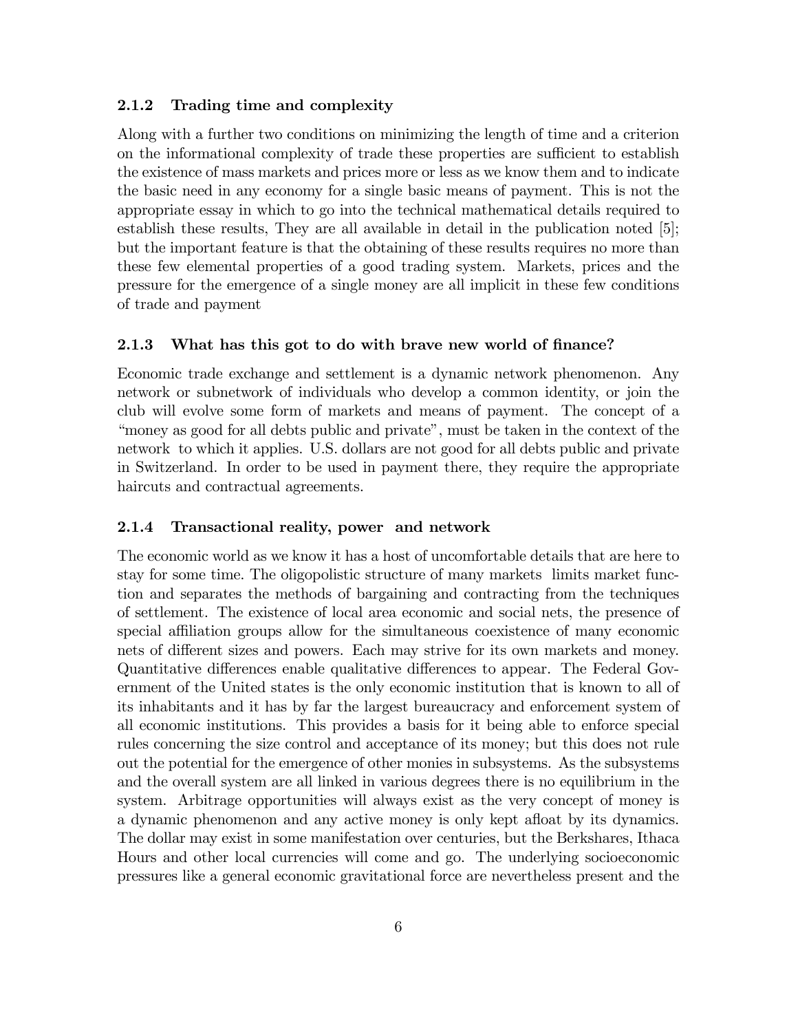### 2.1.2 Trading time and complexity

Along with a further two conditions on minimizing the length of time and a criterion on the informational complexity of trade these properties are sufficient to establish the existence of mass markets and prices more or less as we know them and to indicate the basic need in any economy for a single basic means of payment. This is not the appropriate essay in which to go into the technical mathematical details required to establish these results, They are all available in detail in the publication noted [5]; but the important feature is that the obtaining of these results requires no more than these few elemental properties of a good trading system. Markets, prices and the pressure for the emergence of a single money are all implicit in these few conditions of trade and payment

### 2.1.3 What has this got to do with brave new world of finance?

Economic trade exchange and settlement is a dynamic network phenomenon. Any network or subnetwork of individuals who develop a common identity, or join the club will evolve some form of markets and means of payment. The concept of a "money as good for all debts public and private", must be taken in the context of the network to which it applies. U.S. dollars are not good for all debts public and private in Switzerland. In order to be used in payment there, they require the appropriate haircuts and contractual agreements.

### 2.1.4 Transactional reality, power and network

The economic world as we know it has a host of uncomfortable details that are here to stay for some time. The oligopolistic structure of many markets limits market function and separates the methods of bargaining and contracting from the techniques of settlement. The existence of local area economic and social nets, the presence of special affiliation groups allow for the simultaneous coexistence of many economic nets of different sizes and powers. Each may strive for its own markets and money. Quantitative differences enable qualitative differences to appear. The Federal Government of the United states is the only economic institution that is known to all of its inhabitants and it has by far the largest bureaucracy and enforcement system of all economic institutions. This provides a basis for it being able to enforce special rules concerning the size control and acceptance of its money; but this does not rule out the potential for the emergence of other monies in subsystems. As the subsystems and the overall system are all linked in various degrees there is no equilibrium in the system. Arbitrage opportunities will always exist as the very concept of money is a dynamic phenomenon and any active money is only kept afloat by its dynamics. The dollar may exist in some manifestation over centuries, but the Berkshares, Ithaca Hours and other local currencies will come and go. The underlying socioeconomic pressures like a general economic gravitational force are nevertheless present and the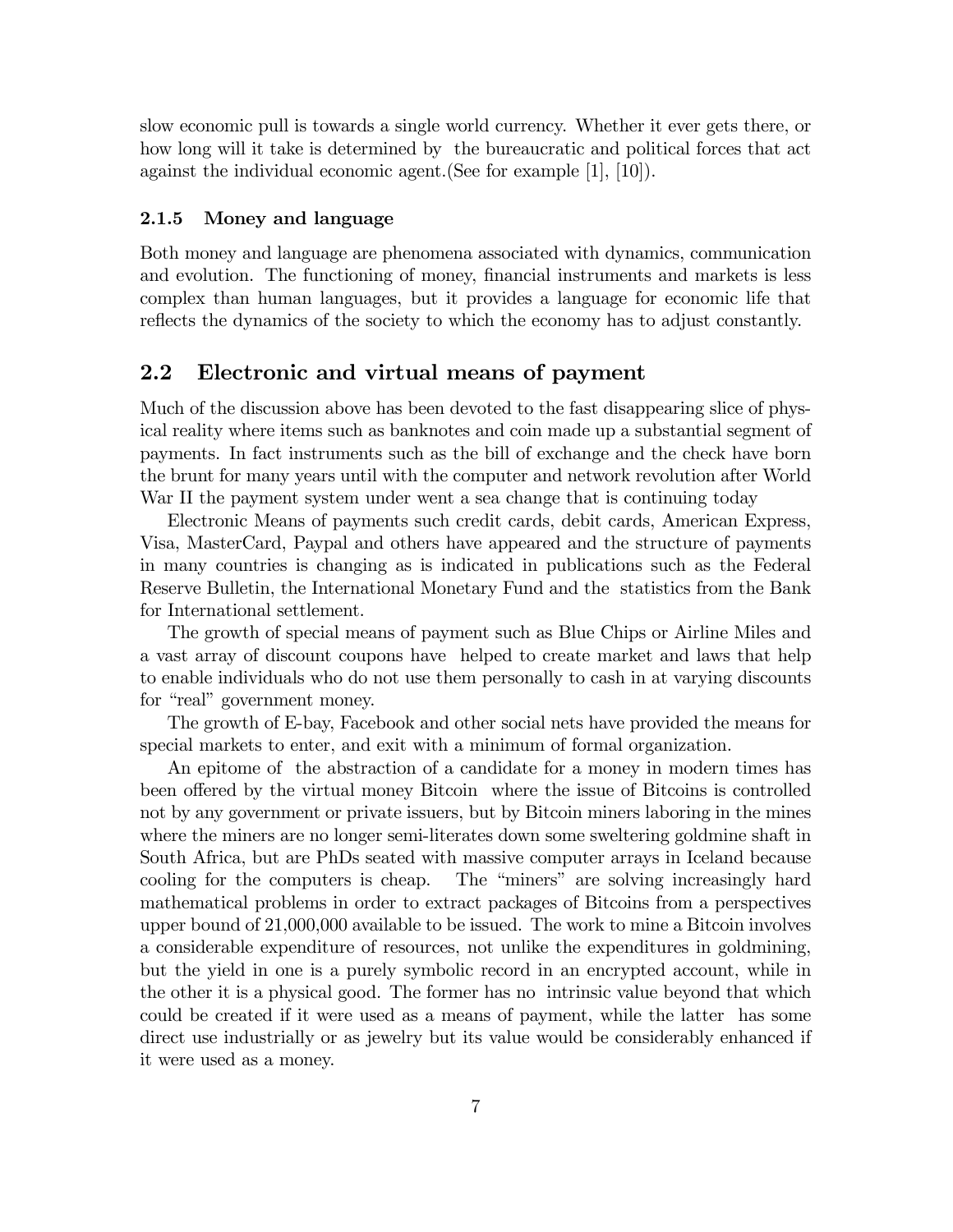slow economic pull is towards a single world currency. Whether it ever gets there, or how long will it take is determined by the bureaucratic and political forces that act against the individual economic agent.(See for example [1], [10]).

#### 2.1.5 Money and language

Both money and language are phenomena associated with dynamics, communication and evolution. The functioning of money, financial instruments and markets is less complex than human languages, but it provides a language for economic life that reflects the dynamics of the society to which the economy has to adjust constantly.

### 2.2 Electronic and virtual means of payment

Much of the discussion above has been devoted to the fast disappearing slice of physical reality where items such as banknotes and coin made up a substantial segment of payments. In fact instruments such as the bill of exchange and the check have born the brunt for many years until with the computer and network revolution after World War II the payment system under went a sea change that is continuing today

Electronic Means of payments such credit cards, debit cards, American Express, Visa, MasterCard, Paypal and others have appeared and the structure of payments in many countries is changing as is indicated in publications such as the Federal Reserve Bulletin, the International Monetary Fund and the statistics from the Bank for International settlement.

The growth of special means of payment such as Blue Chips or Airline Miles and a vast array of discount coupons have helped to create market and laws that help to enable individuals who do not use them personally to cash in at varying discounts for "real" government money.

The growth of E-bay, Facebook and other social nets have provided the means for special markets to enter, and exit with a minimum of formal organization.

An epitome of the abstraction of a candidate for a money in modern times has been offered by the virtual money Bitcoin where the issue of Bitcoins is controlled not by any government or private issuers, but by Bitcoin miners laboring in the mines where the miners are no longer semi-literates down some sweltering goldmine shaft in South Africa, but are PhDs seated with massive computer arrays in Iceland because cooling for the computers is cheap. The "miners" are solving increasingly hard mathematical problems in order to extract packages of Bitcoins from a perspectives upper bound of 21,000,000 available to be issued. The work to mine a Bitcoin involves a considerable expenditure of resources, not unlike the expenditures in goldmining, but the yield in one is a purely symbolic record in an encrypted account, while in the other it is a physical good. The former has no intrinsic value beyond that which could be created if it were used as a means of payment, while the latter has some direct use industrially or as jewelry but its value would be considerably enhanced if it were used as a money.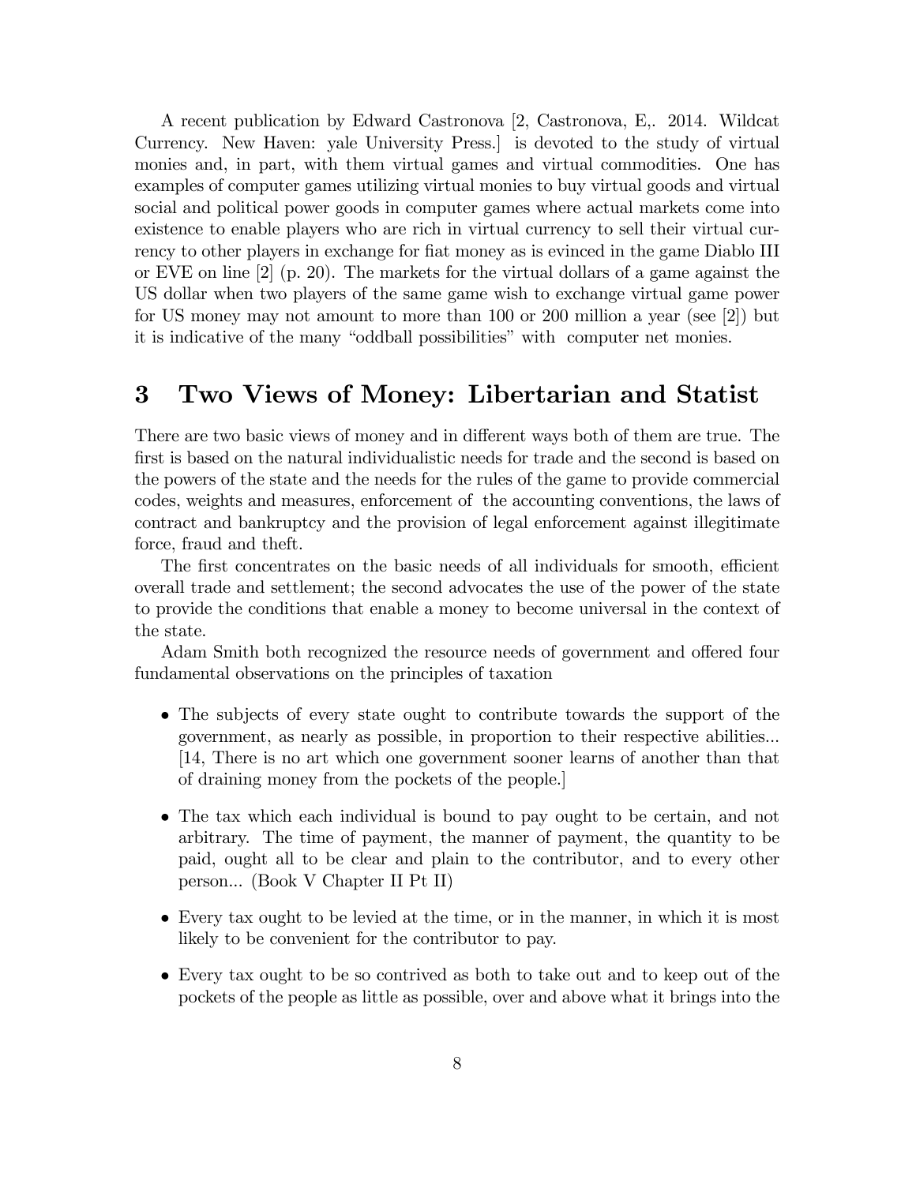A recent publication by Edward Castronova [2, Castronova, E,. 2014. Wildcat Currency. New Haven: yale University Press.] is devoted to the study of virtual monies and, in part, with them virtual games and virtual commodities. One has examples of computer games utilizing virtual monies to buy virtual goods and virtual social and political power goods in computer games where actual markets come into existence to enable players who are rich in virtual currency to sell their virtual currency to other players in exchange for fiat money as is evinced in the game Diablo III or EVE on line [2] (p. 20). The markets for the virtual dollars of a game against the US dollar when two players of the same game wish to exchange virtual game power for US money may not amount to more than 100 or 200 million a year (see [2]) but it is indicative of the many "oddball possibilities" with computer net monies.

# 3 Two Views of Money: Libertarian and Statist

There are two basic views of money and in different ways both of them are true. The first is based on the natural individualistic needs for trade and the second is based on the powers of the state and the needs for the rules of the game to provide commercial codes, weights and measures, enforcement of the accounting conventions, the laws of contract and bankruptcy and the provision of legal enforcement against illegitimate force, fraud and theft.

The first concentrates on the basic needs of all individuals for smooth, efficient overall trade and settlement; the second advocates the use of the power of the state to provide the conditions that enable a money to become universal in the context of the state.

Adam Smith both recognized the resource needs of government and offered four fundamental observations on the principles of taxation

- The subjects of every state ought to contribute towards the support of the government, as nearly as possible, in proportion to their respective abilities... [14, There is no art which one government sooner learns of another than that of draining money from the pockets of the people.]
- The tax which each individual is bound to pay ought to be certain, and not arbitrary. The time of payment, the manner of payment, the quantity to be paid, ought all to be clear and plain to the contributor, and to every other person... (Book V Chapter II Pt II)
- Every tax ought to be levied at the time, or in the manner, in which it is most likely to be convenient for the contributor to pay.
- Every tax ought to be so contrived as both to take out and to keep out of the pockets of the people as little as possible, over and above what it brings into the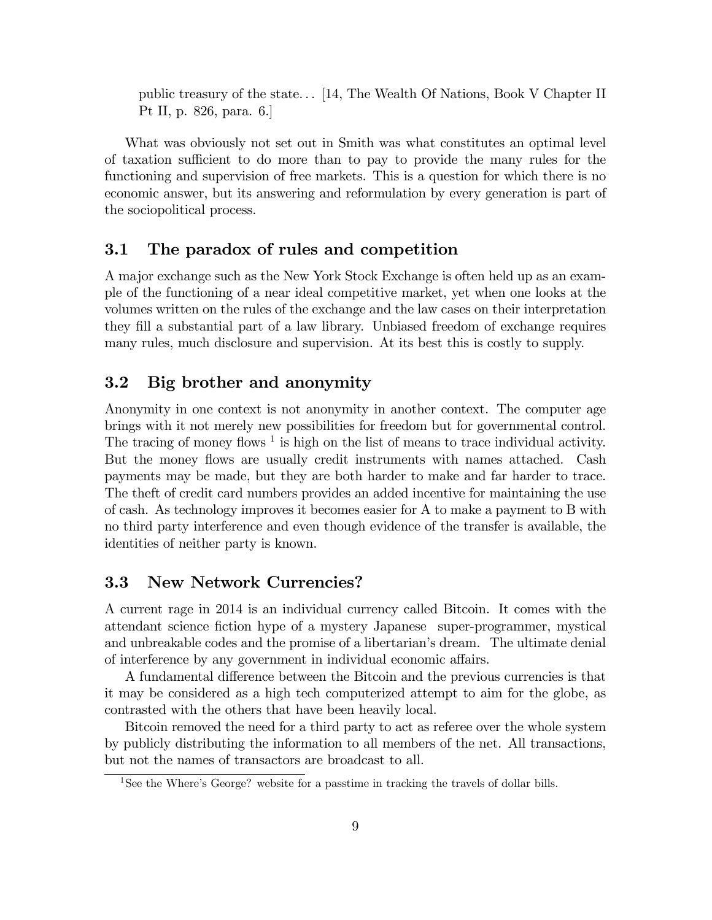> public treasury of the state... [14, The Wealth Of Nations, Book V Chapter II Pt II, p. 826, para. 6.]

What was obviously not set out in Smith was what constitutes an optimal level of taxation sufficient to do more than to pay to provide the many rules for the functioning and supervision of free markets. This is a question for which there is no economic answer, but its answering and reformulation by every generation is part of the sociopolitical process.

### 3.1 The paradox of rules and competition

A major exchange such as the New York Stock Exchange is often held up as an example of the functioning of a near ideal competitive market, yet when one looks at the volumes written on the rules of the exchange and the law cases on their interpretation they fill a substantial part of a law library. Unbiased freedom of exchange requires many rules, much disclosure and supervision. At its best this is costly to supply.

### 3.2 Big brother and anonymity

Anonymity in one context is not anonymity in another context. The computer age brings with it not merely new possibilities for freedom but for governmental control. The tracing of money flows [1] is high on the list of means to trace individual activity. But the money flows are usually credit instruments with names attached. Cash payments may be made, but they are both harder to make and far harder to trace. The theft of credit card numbers provides an added incentive for maintaining the use of cash. As technology improves it becomes easier for A to make a payment to B with no third party interference and even though evidence of the transfer is available, the identities of neither party is known.

### 3.3 New Network Currencies?

A current rage in 2014 is an individual currency called Bitcoin. It comes with the attendant science fiction hype of a mystery Japanese super-programmer, mystical and unbreakable codes and the promise of a libertarian's dream. The ultimate denial of interference by any government in individual economic affairs.

A fundamental difference between the Bitcoin and the previous currencies is that it may be considered as a high tech computerized attempt to aim for the globe, as contrasted with the others that have been heavily local.

Bitcoin removed the need for a third party to act as referee over the whole system by publicly distributing the information to all members of the net. All transactions, but not the names of transactors are broadcast to all.

---

[1] See the Where's George? website for a passtime in tracking the travels of dollar bills.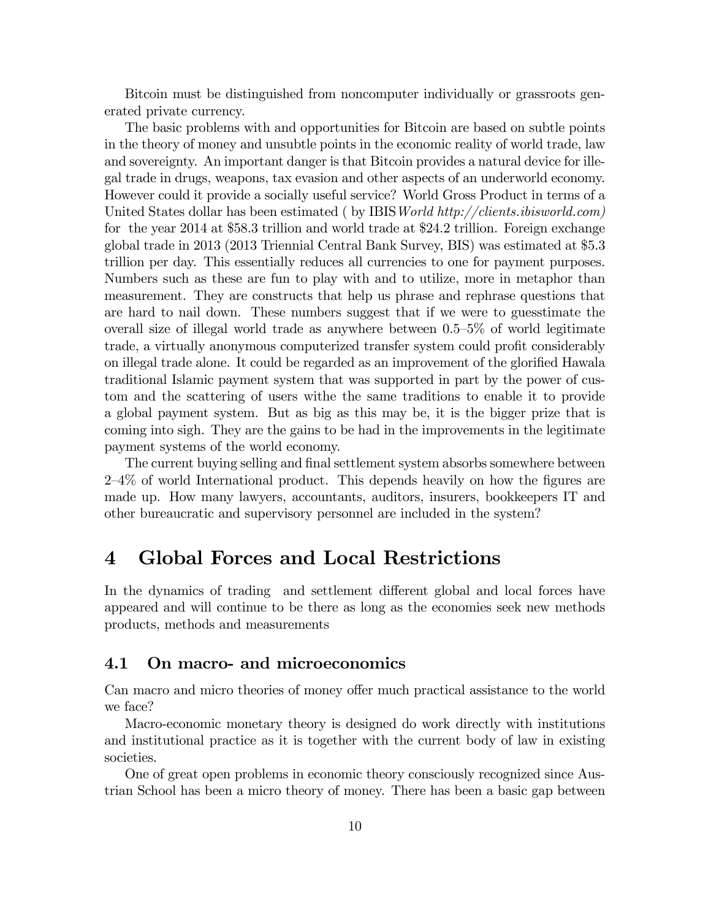Bitcoin must be distinguished from noncomputer individually or grassroots generated private currency.

The basic problems with and opportunities for Bitcoin are based on subtle points in the theory of money and unsubtle points in the economic reality of world trade, law and sovereignty. An important danger is that Bitcoin provides a natural device for illegal trade in drugs, weapons, tax evasion and other aspects of an underworld economy. However could it provide a socially useful service? World Gross Product in terms of a United States dollar has been estimated ( by IBIS*World http://clients.ibisworld.com)* for the year 2014 at \$58.3 trillion and world trade at \$24.2 trillion. Foreign exchange global trade in 2013 (2013 Triennial Central Bank Survey, BIS) was estimated at \$5.3 trillion per day. This essentially reduces all currencies to one for payment purposes. Numbers such as these are fun to play with and to utilize, more in metaphor than measurement. They are constructs that help us phrase and rephrase questions that are hard to nail down. These numbers suggest that if we were to guesstimate the overall size of illegal world trade as anywhere between 0.5–5% of world legitimate trade, a virtually anonymous computerized transfer system could profit considerably on illegal trade alone. It could be regarded as an improvement of the glorified Hawala traditional Islamic payment system that was supported in part by the power of custom and the scattering of users withe the same traditions to enable it to provide a global payment system. But as big as this may be, it is the bigger prize that is coming into sigh. They are the gains to be had in the improvements in the legitimate payment systems of the world economy.

The current buying selling and final settlement system absorbs somewhere between 2–4% of world International product. This depends heavily on how the figures are made up. How many lawyers, accountants, auditors, insurers, bookkeepers IT and other bureaucratic and supervisory personnel are included in the system?

# 4 Global Forces and Local Restrictions

In the dynamics of trading and settlement different global and local forces have appeared and will continue to be there as long as the economies seek new methods products, methods and measurements

## 4.1 On macro- and microeconomics

Can macro and micro theories of money offer much practical assistance to the world we face?

Macro-economic monetary theory is designed do work directly with institutions and institutional practice as it is together with the current body of law in existing societies.

One of great open problems in economic theory consciously recognized since Austrian School has been a micro theory of money. There has been a basic gap between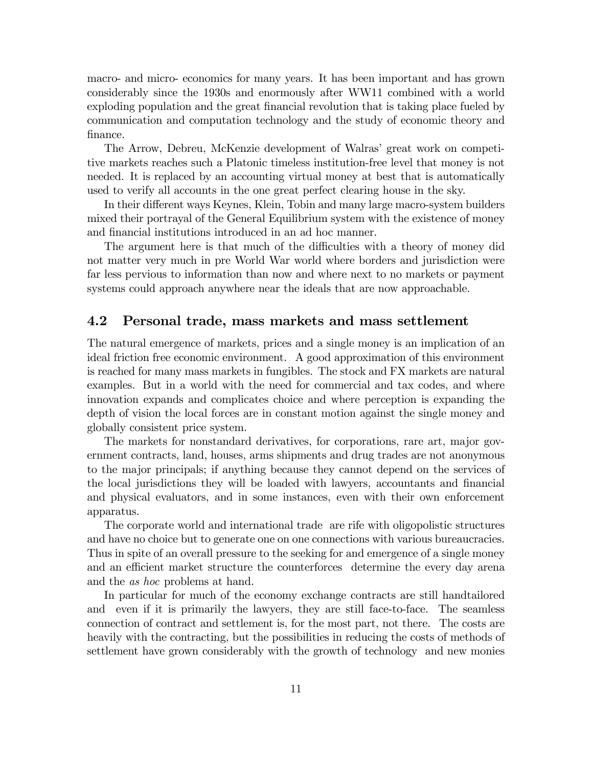macro- and micro- economics for many years. It has been important and has grown considerably since the 1930s and enormously after WW11 combined with a world exploding population and the great financial revolution that is taking place fueled by communication and computation technology and the study of economic theory and finance.

The Arrow, Debreu, McKenzie development of Walras' great work on competitive markets reaches such a Platonic timeless institution-free level that money is not needed. It is replaced by an accounting virtual money at best that is automatically used to verify all accounts in the one great perfect clearing house in the sky.

In their different ways Keynes, Klein, Tobin and many large macro-system builders mixed their portrayal of the General Equilibrium system with the existence of money and financial institutions introduced in an ad hoc manner.

The argument here is that much of the difficulties with a theory of money did not matter very much in pre World War world where borders and jurisdiction were far less pervious to information than now and where next to no markets or payment systems could approach anywhere near the ideals that are now approachable.

## 4.2 Personal trade, mass markets and mass settlement

The natural emergence of markets, prices and a single money is an implication of an ideal friction free economic environment. A good approximation of this environment is reached for many mass markets in fungibles. The stock and FX markets are natural examples. But in a world with the need for commercial and tax codes, and where innovation expands and complicates choice and where perception is expanding the depth of vision the local forces are in constant motion against the single money and globally consistent price system.

The markets for nonstandard derivatives, for corporations, rare art, major government contracts, land, houses, arms shipments and drug trades are not anonymous to the major principals; if anything because they cannot depend on the services of the local jurisdictions they will be loaded with lawyers, accountants and financial and physical evaluators, and in some instances, even with their own enforcement apparatus.

The corporate world and international trade are rife with oligopolistic structures and have no choice but to generate one on one connections with various bureaucracies. Thus in spite of an overall pressure to the seeking for and emergence of a single money and an efficient market structure the counterforces determine the every day arena and the *as hoc* problems at hand.

In particular for much of the economy exchange contracts are still handtailored and even if it is primarily the lawyers, they are still face-to-face. The seamless connection of contract and settlement is, for the most part, not there. The costs are heavily with the contracting, but the possibilities in reducing the costs of methods of settlement have grown considerably with the growth of technology and new monies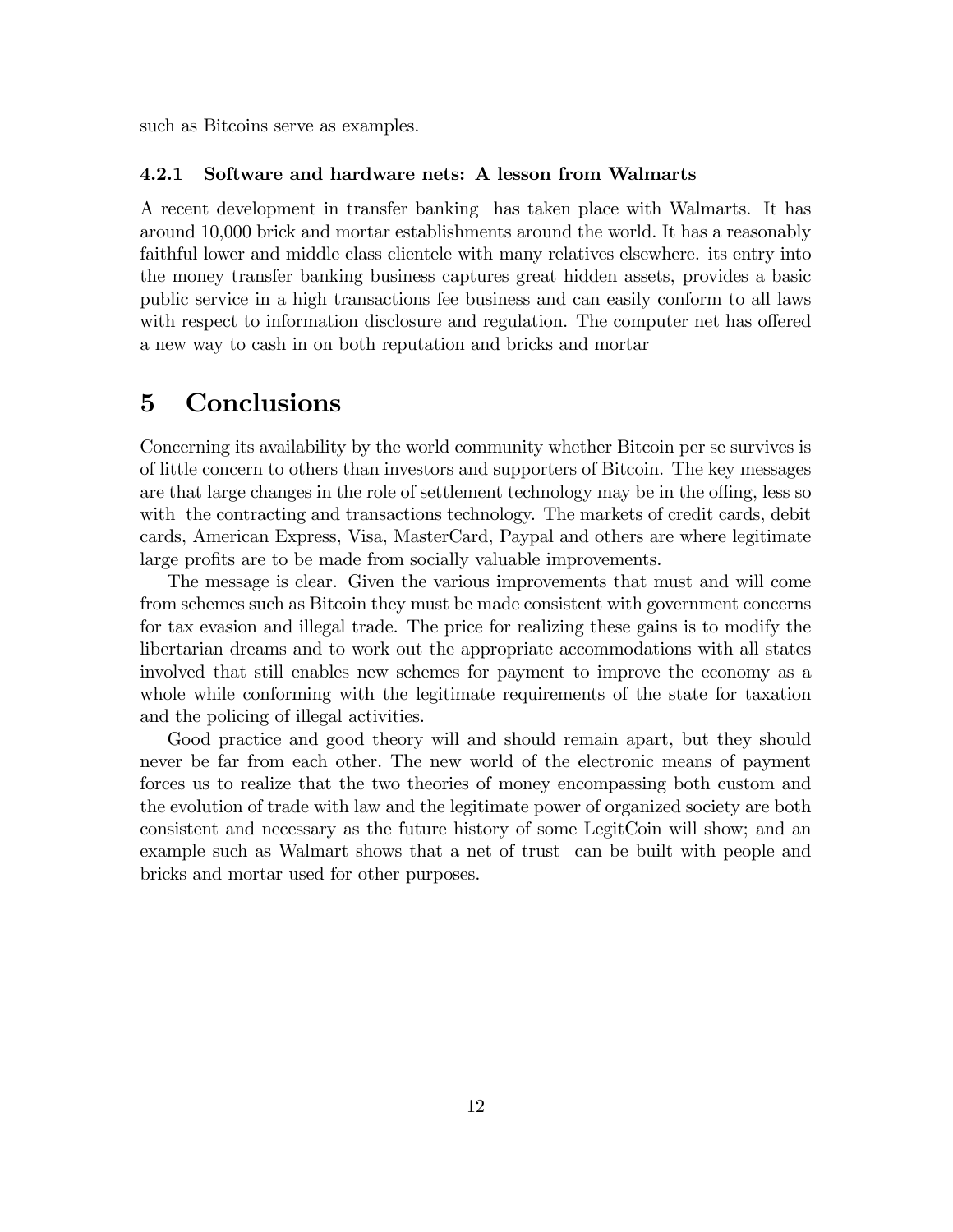such as Bitcoins serve as examples.

#### 4.2.1 Software and hardware nets: A lesson from Walmarts

A recent development in transfer banking has taken place with Walmarts. It has around 10,000 brick and mortar establishments around the world. It has a reasonably faithful lower and middle class clientele with many relatives elsewhere. its entry into the money transfer banking business captures great hidden assets, provides a basic public service in a high transactions fee business and can easily conform to all laws with respect to information disclosure and regulation. The computer net has offered a new way to cash in on both reputation and bricks and mortar

## 5 Conclusions

Concerning its availability by the world community whether Bitcoin per se survives is of little concern to others than investors and supporters of Bitcoin. The key messages are that large changes in the role of settlement technology may be in the offing, less so with the contracting and transactions technology. The markets of credit cards, debit cards, American Express, Visa, MasterCard, Paypal and others are where legitimate large profits are to be made from socially valuable improvements.

The message is clear. Given the various improvements that must and will come from schemes such as Bitcoin they must be made consistent with government concerns for tax evasion and illegal trade. The price for realizing these gains is to modify the libertarian dreams and to work out the appropriate accommodations with all states involved that still enables new schemes for payment to improve the economy as a whole while conforming with the legitimate requirements of the state for taxation and the policing of illegal activities.

Good practice and good theory will and should remain apart, but they should never be far from each other. The new world of the electronic means of payment forces us to realize that the two theories of money encompassing both custom and the evolution of trade with law and the legitimate power of organized society are both consistent and necessary as the future history of some LegitCoin will show; and an example such as Walmart shows that a net of trust can be built with people and bricks and mortar used for other purposes.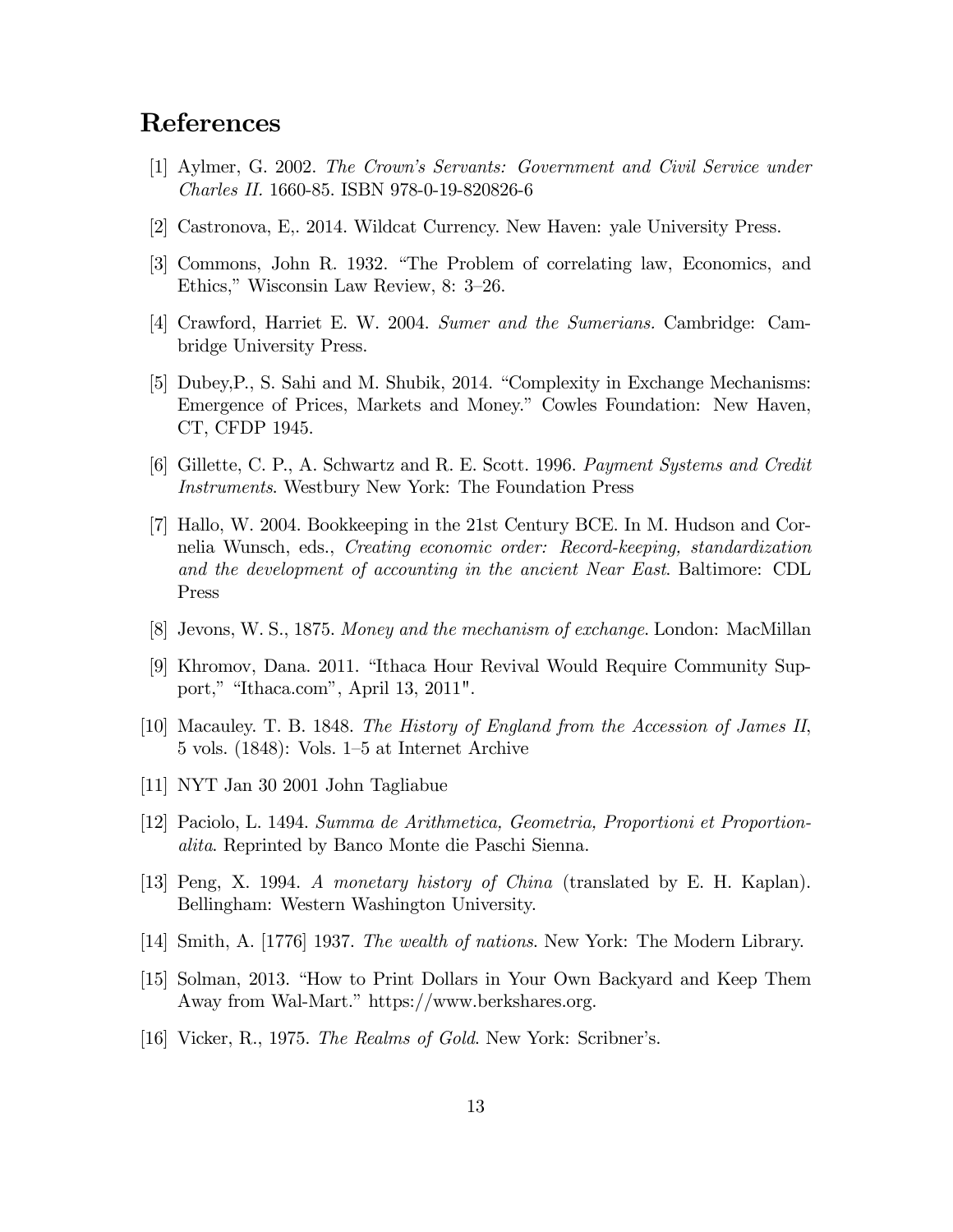# References

[1] Aylmer, G. 2002. *The Crown's Servants: Government and Civil Service under Charles II.* 1660-85. ISBN 978-0-19-820826-6

[2] Castronova, E,. 2014. Wildcat Currency. New Haven: yale University Press.

[3] Commons, John R. 1932. "The Problem of correlating law, Economics, and Ethics," Wisconsin Law Review, 8: 3–26.

[4] Crawford, Harriet E. W. 2004. *Sumer and the Sumerians.* Cambridge: Cambridge University Press.

[5] Dubey,P., S. Sahi and M. Shubik, 2014. "Complexity in Exchange Mechanisms: Emergence of Prices, Markets and Money." Cowles Foundation: New Haven, CT, CFDP 1945.

[6] Gillette, C. P., A. Schwartz and R. E. Scott. 1996. *Payment Systems and Credit Instruments*. Westbury New York: The Foundation Press

[7] Hallo, W. 2004. Bookkeeping in the 21st Century BCE. In M. Hudson and Cornelia Wunsch, eds., *Creating economic order: Record-keeping, standardization and the development of accounting in the ancient Near East*. Baltimore: CDL Press

[8] Jevons, W. S., 1875. *Money and the mechanism of exchange*. London: MacMillan

[9] Khromov, Dana. 2011. "Ithaca Hour Revival Would Require Community Support," "Ithaca.com", April 13, 2011".

[10] Macauley. T. B. 1848. *The History of England from the Accession of James II*, 5 vols. (1848): Vols. 1–5 at Internet Archive

[11] NYT Jan 30 2001 John Tagliabue

[12] Paciolo, L. 1494. *Summa de Arithmetica, Geometria, Proportioni et Proportionalita*. Reprinted by Banco Monte die Paschi Sienna.

[13] Peng, X. 1994. *A monetary history of China* (translated by E. H. Kaplan). Bellingham: Western Washington University.

[14] Smith, A. [1776] 1937. *The wealth of nations*. New York: The Modern Library.

[15] Solman, 2013. "How to Print Dollars in Your Own Backyard and Keep Them Away from Wal-Mart." https://www.berkshares.org.

[16] Vicker, R., 1975. *The Realms of Gold*. New York: Scribner's.